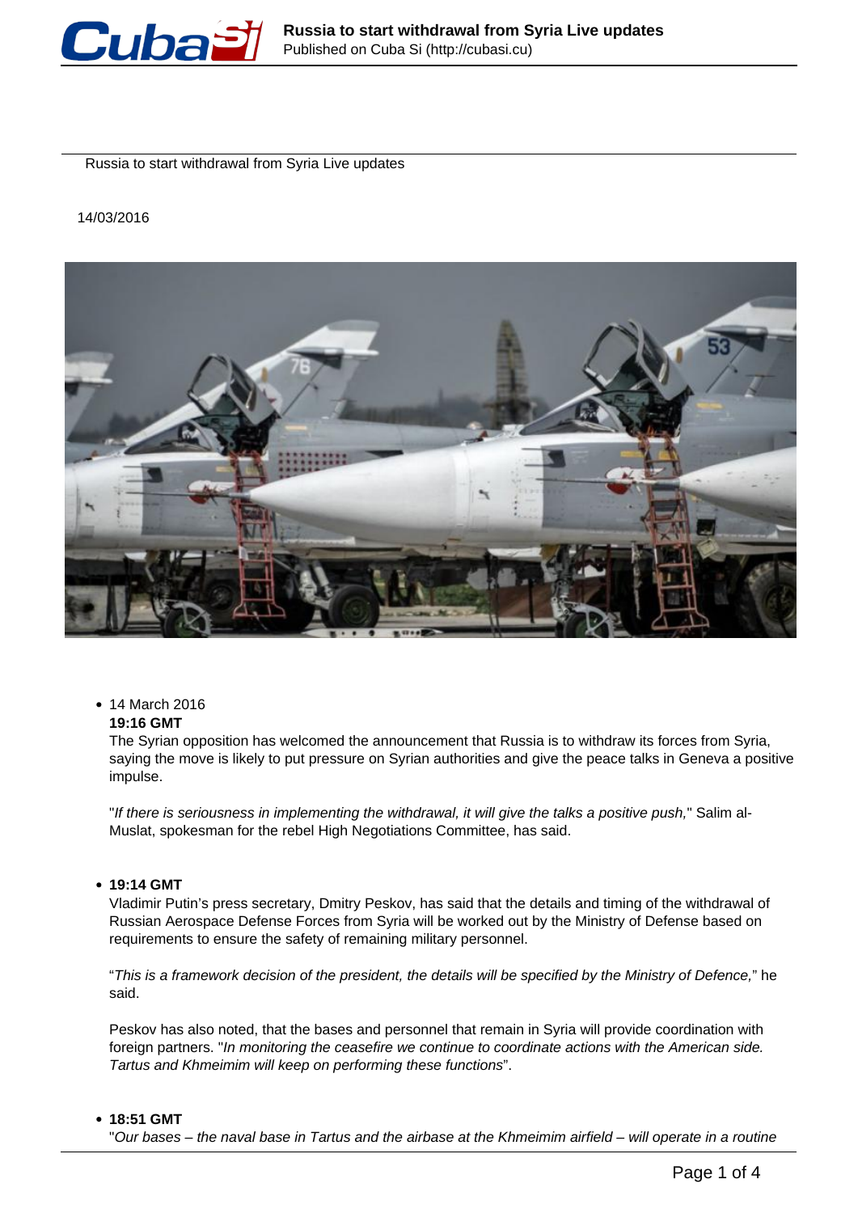Russia to start withdrawal from Syria Live updates

14/03/2016

- 14 March 2016
  **19:16 GMT**
  The Syrian opposition has welcomed the announcement that Russia is to withdraw its forces from Syria, saying the move is likely to put pressure on Syrian authorities and give the peace talks in Geneva a positive impulse.

  "*If there is seriousness in implementing the withdrawal, it will give the talks a positive push,*" Salim al-Muslat, spokesman for the rebel High Negotiations Committee, has said.

- **19:14 GMT**
  Vladimir Putin's press secretary, Dmitry Peskov, has said that the details and timing of the withdrawal of Russian Aerospace Defense Forces from Syria will be worked out by the Ministry of Defense based on requirements to ensure the safety of remaining military personnel.

  "*This is a framework decision of the president, the details will be specified by the Ministry of Defence,*" he said.

  Peskov has also noted, that the bases and personnel that remain in Syria will provide coordination with foreign partners. "*In monitoring the ceasefire we continue to coordinate actions with the American side. Tartus and Khmeimim will keep on performing these functions*".

- **18:51 GMT**
  "*Our bases – the naval base in Tartus and the airbase at the Khmeimim airfield – will operate in a routine*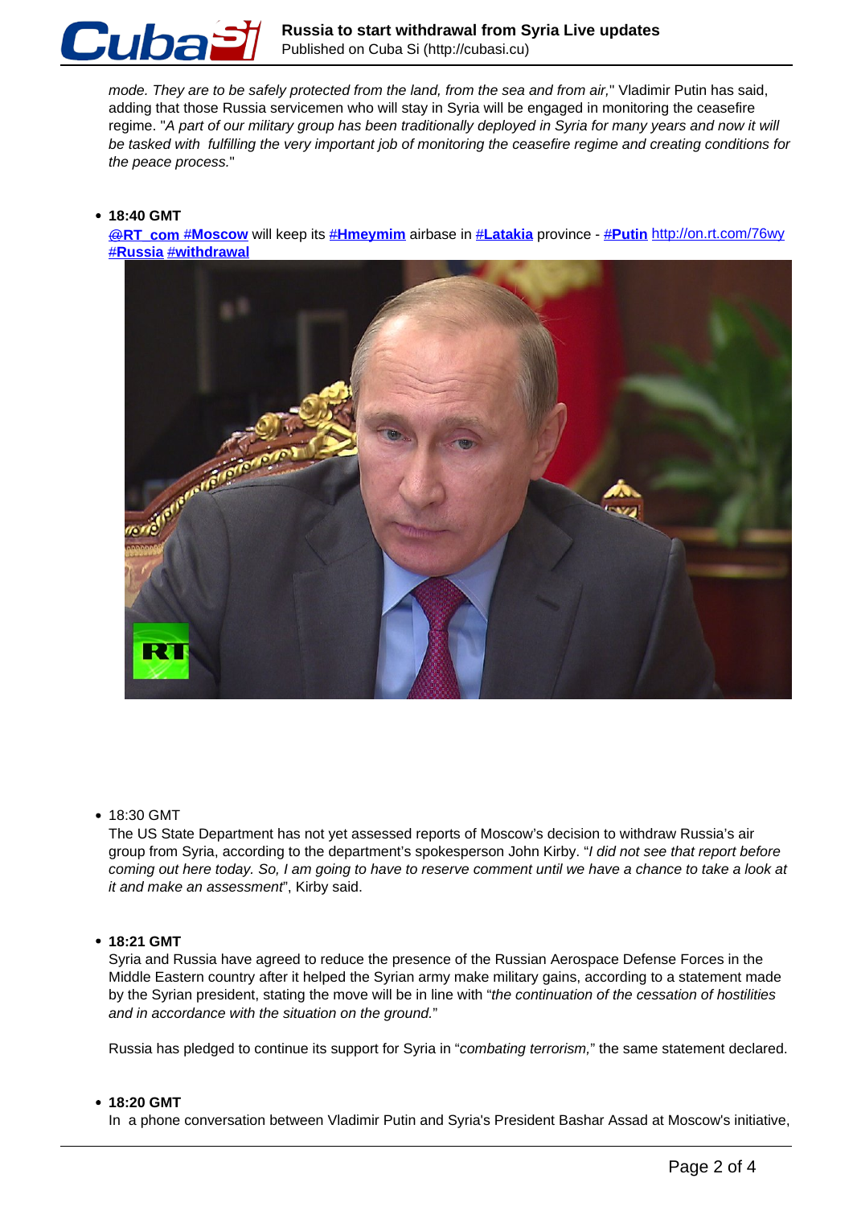*mode. They are to be safely protected from the land, from the sea and from air,*" Vladimir Putin has said, adding that those Russia servicemen who will stay in Syria will be engaged in monitoring the ceasefire regime. "*A part of our military group has been traditionally deployed in Syria for many years and now it will be tasked with fulfilling the very important job of monitoring the ceasefire regime and creating conditions for the peace process.*"

- **18:40 GMT**
  **@RT_com #Moscow** will keep its **#Hmeymim** airbase in **#Latakia** province - **#Putin** http://on.rt.com/76wy **#Russia #withdrawal**

- 18:30 GMT
  The US State Department has not yet assessed reports of Moscow's decision to withdraw Russia's air group from Syria, according to the department's spokesperson John Kirby. "*I did not see that report before coming out here today. So, I am going to have to reserve comment until we have a chance to take a look at it and make an assessment*", Kirby said.

- **18:21 GMT**
  Syria and Russia have agreed to reduce the presence of the Russian Aerospace Defense Forces in the Middle Eastern country after it helped the Syrian army make military gains, according to a statement made by the Syrian president, stating the move will be in line with "*the continuation of the cessation of hostilities and in accordance with the situation on the ground.*"

  Russia has pledged to continue its support for Syria in "*combating terrorism,*" the same statement declared.

- **18:20 GMT**
  In a phone conversation between Vladimir Putin and Syria's President Bashar Assad at Moscow's initiative,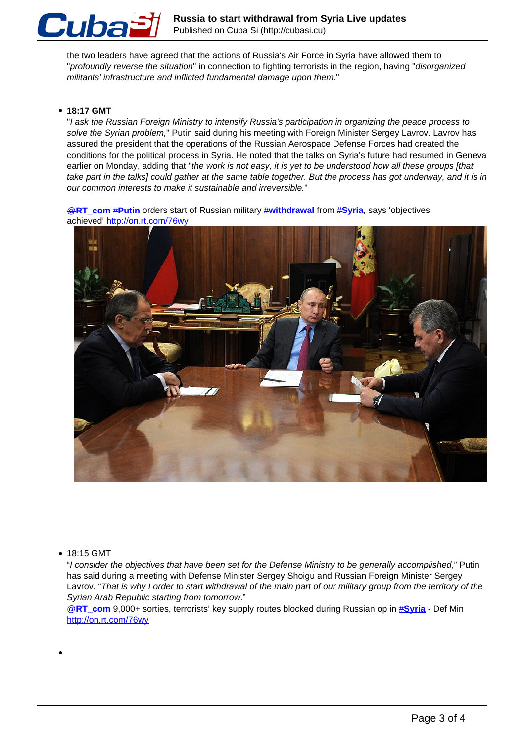the two leaders have agreed that the actions of Russia's Air Force in Syria have allowed them to "*profoundly reverse the situation*" in connection to fighting terrorists in the region, having "*disorganized militants' infrastructure and inflicted fundamental damage upon them.*"

- **18:17 GMT**
  "*I ask the Russian Foreign Ministry to intensify Russia's participation in organizing the peace process to solve the Syrian problem,*" Putin said during his meeting with Foreign Minister Sergey Lavrov. Lavrov has assured the president that the operations of the Russian Aerospace Defense Forces had created the conditions for the political process in Syria. He noted that the talks on Syria's future had resumed in Geneva earlier on Monday, adding that "*the work is not easy, it is yet to be understood how all these groups [that take part in the talks] could gather at the same table together. But the process has got underway, and it is in our common interests to make it sustainable and irreversible.*"

  **@RT_com #Putin** orders start of Russian military **#withdrawal** from **#Syria**, says 'objectives achieved' http://on.rt.com/76wy

- 18:15 GMT
  "*I consider the objectives that have been set for the Defense Ministry to be generally accomplished*," Putin has said during a meeting with Defense Minister Sergey Shoigu and Russian Foreign Minister Sergey Lavrov. "*That is why I order to start withdrawal of the main part of our military group from the territory of the Syrian Arab Republic starting from tomorrow.*"
  **@RT_com** 9,000+ sorties, terrorists' key supply routes blocked during Russian op in **#Syria** - Def Min http://on.rt.com/76wy

-